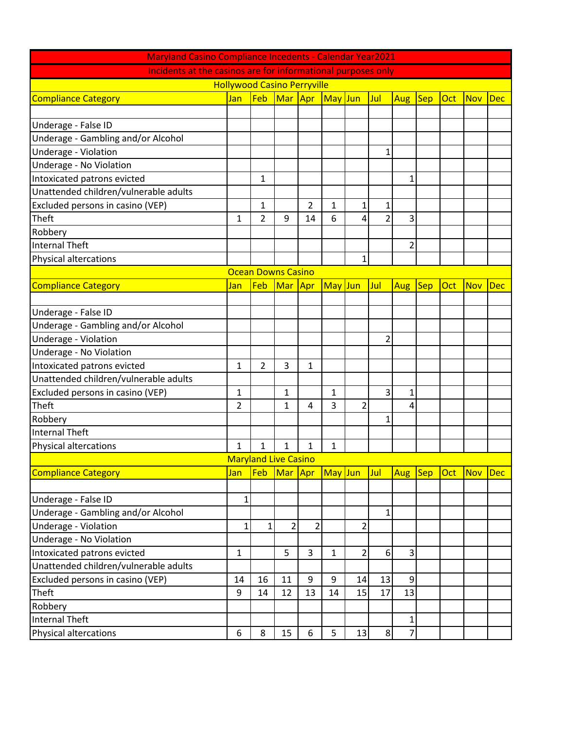| Maryland Casino Compliance Incedents - Calendar Year2021 | | | | | | | | | | | | |
|---|---|---|---|---|---|---|---|---|---|---|---|---|
| Incidents at the casinos are for informational purposes only | | | | | | | | | | | | |
| Hollywood Casino Perryville | | | | | | | | | | | | |
| Compliance Category | Jan | Feb | Mar | Apr | May | Jun | Jul | Aug | Sep | Oct | Nov | Dec |
| | | | | | | | | | | | | |
| Underage - False ID | | | | | | | | | | | | |
| Underage - Gambling and/or Alcohol | | | | | | | | | | | | |
| Underage - Violation | | | | | | | 1 | | | | | |
| Underage - No Violation | | | | | | | | | | | | |
| Intoxicated patrons evicted | | 1 | | | | | | 1 | | | | |
| Unattended children/vulnerable adults | | | | | | | | | | | | |
| Excluded persons in casino (VEP) | | 1 | | 2 | 1 | 1 | 1 | | | | | |
| Theft | 1 | 2 | 9 | 14 | 6 | 4 | 2 | 3 | | | | |
| Robbery | | | | | | | | | | | | |
| Internal Theft | | | | | | | | 2 | | | | |
| Physical altercations | | | | | | 1 | | | | | | |
| Ocean Downs Casino | | | | | | | | | | | | |
| Compliance Category | Jan | Feb | Mar | Apr | May | Jun | Jul | Aug | Sep | Oct | Nov | Dec |
| | | | | | | | | | | | | |
| Underage - False ID | | | | | | | | | | | | |
| Underage - Gambling and/or Alcohol | | | | | | | | | | | | |
| Underage - Violation | | | | | | | 2 | | | | | |
| Underage - No Violation | | | | | | | | | | | | |
| Intoxicated patrons evicted | 1 | 2 | 3 | 1 | | | | | | | | |
| Unattended children/vulnerable adults | | | | | | | | | | | | |
| Excluded persons in casino (VEP) | 1 | | 1 | | 1 | | 3 | 1 | | | | |
| Theft | 2 | | 1 | 4 | 3 | 2 | | 4 | | | | |
| Robbery | | | | | | | 1 | | | | | |
| Internal Theft | | | | | | | | | | | | |
| Physical altercations | 1 | 1 | 1 | 1 | 1 | | | | | | | |
| Maryland Live Casino | | | | | | | | | | | | |
| Compliance Category | Jan | Feb | Mar | Apr | May | Jun | Jul | Aug | Sep | Oct | Nov | Dec |
| | | | | | | | | | | | | |
| Underage - False ID | 1 | | | | | | | | | | | |
| Underage - Gambling and/or Alcohol | | | | | | | 1 | | | | | |
| Underage - Violation | 1 | 1 | 2 | 2 | | 2 | | | | | | |
| Underage - No Violation | | | | | | | | | | | | |
| Intoxicated patrons evicted | 1 | | 5 | 3 | 1 | 2 | 6 | 3 | | | | |
| Unattended children/vulnerable adults | | | | | | | | | | | | |
| Excluded persons in casino (VEP) | 14 | 16 | 11 | 9 | 9 | 14 | 13 | 9 | | | | |
| Theft | 9 | 14 | 12 | 13 | 14 | 15 | 17 | 13 | | | | |
| Robbery | | | | | | | | | | | | |
| Internal Theft | | | | | | | | 1 | | | | |
| Physical altercations | 6 | 8 | 15 | 6 | 5 | 13 | 8 | 7 | | | | |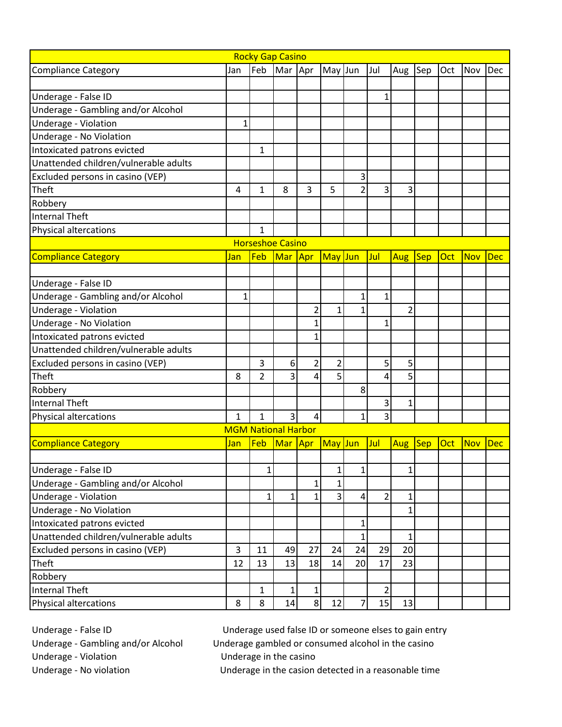| Rocky Gap Casino | | | | | | | | | | | | |
|---|---|---|---|---|---|---|---|---|---|---|---|---|
| Compliance Category | Jan | Feb | Mar | Apr | May | Jun | Jul | Aug | Sep | Oct | Nov | Dec |
| | | | | | | | | | | | | |
| Underage - False ID | | | | | | | 1 | | | | | |
| Underage - Gambling and/or Alcohol | | | | | | | | | | | | |
| Underage - Violation | 1 | | | | | | | | | | | |
| Underage - No Violation | | | | | | | | | | | | |
| Intoxicated patrons evicted | | 1 | | | | | | | | | | |
| Unattended children/vulnerable adults | | | | | | | | | | | | |
| Excluded persons in casino (VEP) | | | | | | 3 | | | | | | |
| Theft | 4 | 1 | 8 | 3 | 5 | 2 | 3 | 3 | | | | |
| Robbery | | | | | | | | | | | | |
| Internal Theft | | | | | | | | | | | | |
| Physical altercations | | 1 | | | | | | | | | | |

| Horseshoe Casino | | | | | | | | | | | | |
|---|---|---|---|---|---|---|---|---|---|---|---|---|
| Compliance Category | Jan | Feb | Mar | Apr | May | Jun | Jul | Aug | Sep | Oct | Nov | Dec |
| | | | | | | | | | | | | |
| Underage - False ID | | | | | | | | | | | | |
| Underage - Gambling and/or Alcohol | 1 | | | | | 1 | 1 | | | | | |
| Underage - Violation | | | | 2 | 1 | 1 | | 2 | | | | |
| Underage - No Violation | | | | 1 | | | 1 | | | | | |
| Intoxicated patrons evicted | | | | 1 | | | | | | | | |
| Unattended children/vulnerable adults | | | | | | | | | | | | |
| Excluded persons in casino (VEP) | | 3 | 6 | 2 | 2 | | 5 | 5 | | | | |
| Theft | 8 | 2 | 3 | 4 | 5 | | 4 | 5 | | | | |
| Robbery | | | | | | 8 | | | | | | |
| Internal Theft | | | | | | | 3 | 1 | | | | |
| Physical altercations | 1 | 1 | 3 | 4 | | 1 | 3 | | | | | |

| MGM National Harbor | | | | | | | | | | | | |
|---|---|---|---|---|---|---|---|---|---|---|---|---|
| Compliance Category | Jan | Feb | Mar | Apr | May | Jun | Jul | Aug | Sep | Oct | Nov | Dec |
| | | | | | | | | | | | | |
| Underage - False ID | | 1 | | | 1 | 1 | | 1 | | | | |
| Underage - Gambling and/or Alcohol | | | | 1 | 1 | | | | | | | |
| Underage - Violation | | 1 | 1 | 1 | 3 | 4 | 2 | 1 | | | | |
| Underage - No Violation | | | | | | | | 1 | | | | |
| Intoxicated patrons evicted | | | | | | 1 | | | | | | |
| Unattended children/vulnerable adults | | | | | | 1 | | 1 | | | | |
| Excluded persons in casino (VEP) | 3 | 11 | 49 | 27 | 24 | 24 | 29 | 20 | | | | |
| Theft | 12 | 13 | 13 | 18 | 14 | 20 | 17 | 23 | | | | |
| Robbery | | | | | | | | | | | | |
| Internal Theft | | 1 | 1 | 1 | | | 2 | | | | | |
| Physical altercations | 8 | 8 | 14 | 8 | 12 | 7 | 15 | 13 | | | | |

| | |
|---|---|
| Underage - False ID | Underage used false ID or someone elses to gain entry |
| Underage - Gambling and/or Alcohol | Underage gambled or consumed alcohol in the casino |
| Underage - Violation | Underage in the casino |
| Underage - No violation | Underage in the casion detected in a reasonable time |